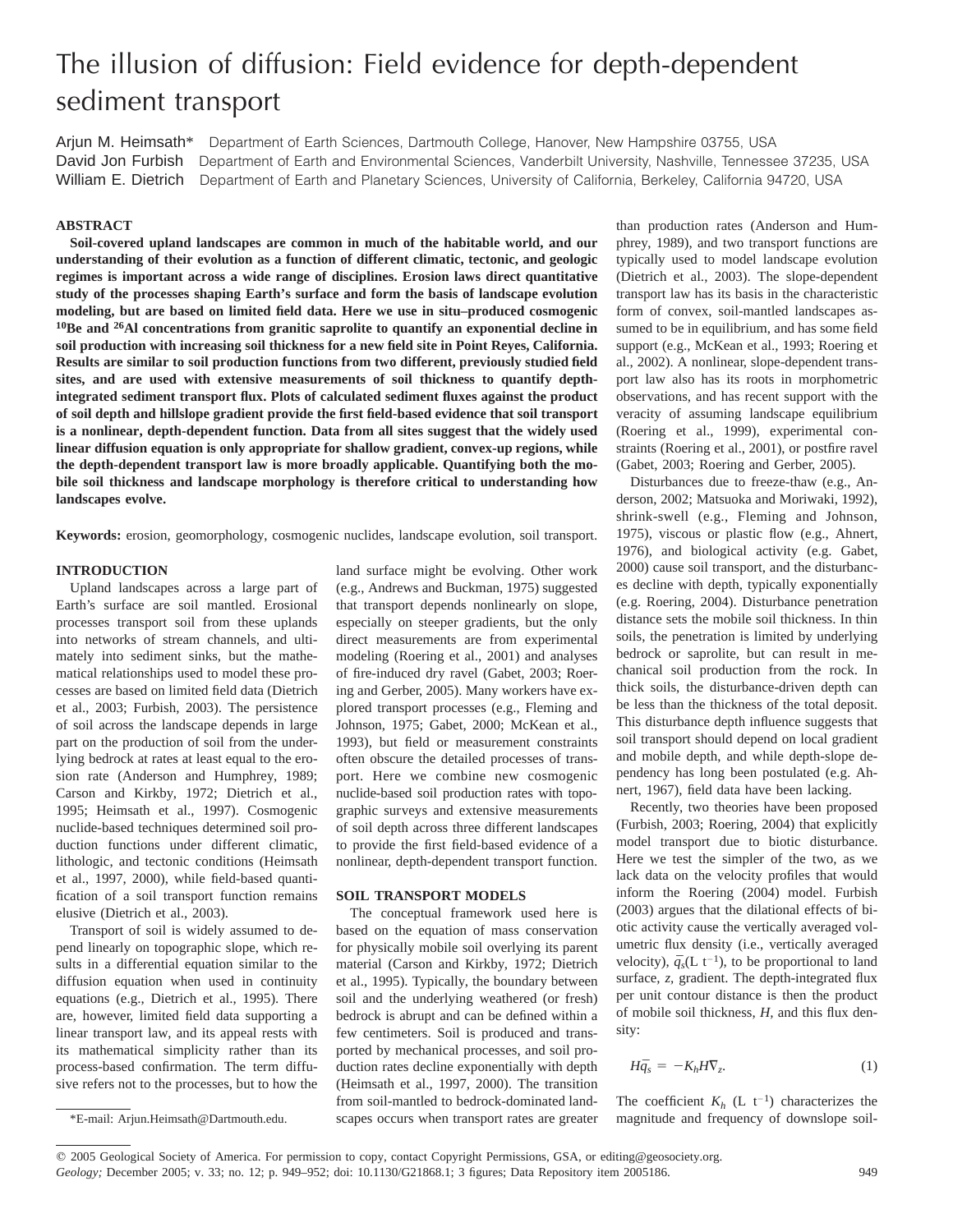# The illusion of diffusion: Field evidence for depth-dependent sediment transport

Arjun M. Heimsath* Department of Earth Sciences, Dartmouth College, Hanover, New Hampshire 03755, USA
David Jon Furbish Department of Earth and Environmental Sciences, Vanderbilt University, Nashville, Tennessee 37235, USA
William E. Dietrich Department of Earth and Planetary Sciences, University of California, Berkeley, California 94720, USA

## ABSTRACT

**Soil-covered upland landscapes are common in much of the habitable world, and our understanding of their evolution as a function of different climatic, tectonic, and geologic regimes is important across a wide range of disciplines. Erosion laws direct quantitative study of the processes shaping Earth's surface and form the basis of landscape evolution modeling, but are based on limited field data. Here we use in situ–produced cosmogenic $^{10}$Be and $^{26}$Al concentrations from granitic saprolite to quantify an exponential decline in soil production with increasing soil thickness for a new field site in Point Reyes, California. Results are similar to soil production functions from two different, previously studied field sites, and are used with extensive measurements of soil thickness to quantify depth-integrated sediment transport flux. Plots of calculated sediment fluxes against the product of soil depth and hillslope gradient provide the first field-based evidence that soil transport is a nonlinear, depth-dependent function. Data from all sites suggest that the widely used linear diffusion equation is only appropriate for shallow gradient, convex-up regions, while the depth-dependent transport law is more broadly applicable. Quantifying both the mobile soil thickness and landscape morphology is therefore critical to understanding how landscapes evolve.**

**Keywords:** erosion, geomorphology, cosmogenic nuclides, landscape evolution, soil transport.

## INTRODUCTION

Upland landscapes across a large part of Earth's surface are soil mantled. Erosional processes transport soil from these uplands into networks of stream channels, and ultimately into sediment sinks, but the mathematical relationships used to model these processes are based on limited field data (Dietrich et al., 2003; Furbish, 2003). The persistence of soil across the landscape depends in large part on the production of soil from the underlying bedrock at rates at least equal to the erosion rate (Anderson and Humphrey, 1989; Carson and Kirkby, 1972; Dietrich et al., 1995; Heimsath et al., 1997). Cosmogenic nuclide-based techniques determined soil production functions under different climatic, lithologic, and tectonic conditions (Heimsath et al., 1997, 2000), while field-based quantification of a soil transport function remains elusive (Dietrich et al., 2003).

Transport of soil is widely assumed to depend linearly on topographic slope, which results in a differential equation similar to the diffusion equation when used in continuity equations (e.g., Dietrich et al., 1995). There are, however, limited field data supporting a linear transport law, and its appeal rests with its mathematical simplicity rather than its process-based confirmation. The term diffusive refers not to the processes, but to how the land surface might be evolving. Other work (e.g., Andrews and Buckman, 1975) suggested that transport depends nonlinearly on slope, especially on steeper gradients, but the only direct measurements are from experimental modeling (Roering et al., 2001) and analyses of fire-induced dry ravel (Gabet, 2003; Roering and Gerber, 2005). Many workers have explored transport processes (e.g., Fleming and Johnson, 1975; Gabet, 2000; McKean et al., 1993), but field or measurement constraints often obscure the detailed processes of transport. Here we combine new cosmogenic nuclide-based soil production rates with topographic surveys and extensive measurements of soil depth across three different landscapes to provide the first field-based evidence of a nonlinear, depth-dependent transport function.

## SOIL TRANSPORT MODELS

The conceptual framework used here is based on the equation of mass conservation for physically mobile soil overlying its parent material (Carson and Kirkby, 1972; Dietrich et al., 1995). Typically, the boundary between soil and the underlying weathered (or fresh) bedrock is abrupt and can be defined within a few centimeters. Soil is produced and transported by mechanical processes, and soil production rates decline exponentially with depth (Heimsath et al., 1997, 2000). The transition from soil-mantled to bedrock-dominated landscapes occurs when transport rates are greater than production rates (Anderson and Humphrey, 1989), and two transport functions are typically used to model landscape evolution (Dietrich et al., 2003). The slope-dependent transport law has its basis in the characteristic form of convex, soil-mantled landscapes assumed to be in equilibrium, and has some field support (e.g., McKean et al., 1993; Roering et al., 2002). A nonlinear, slope-dependent transport law also has its roots in morphometric observations, and has recent support with the veracity of assuming landscape equilibrium (Roering et al., 1999), experimental constraints (Roering et al., 2001), or postfire ravel (Gabet, 2003; Roering and Gerber, 2005).

Disturbances due to freeze-thaw (e.g., Anderson, 2002; Matsuoka and Moriwaki, 1992), shrink-swell (e.g., Fleming and Johnson, 1975), viscous or plastic flow (e.g., Ahnert, 1976), and biological activity (e.g. Gabet, 2000) cause soil transport, and the disturbances decline with depth, typically exponentially (e.g. Roering, 2004). Disturbance penetration distance sets the mobile soil thickness. In thin soils, the penetration is limited by underlying bedrock or saprolite, but can result in mechanical soil production from the rock. In thick soils, the disturbance-driven depth can be less than the thickness of the total deposit. This disturbance depth influence suggests that soil transport should depend on local gradient and mobile depth, and while depth-slope dependency has long been postulated (e.g. Ahnert, 1967), field data have been lacking.

Recently, two theories have been proposed (Furbish, 2003; Roering, 2004) that explicitly model transport due to biotic disturbance. Here we test the simpler of the two, as we lack data on the velocity profiles that would inform the Roering (2004) model. Furbish (2003) argues that the dilational effects of biotic activity cause the vertically averaged volumetric flux density (i.e., vertically averaged velocity), $\bar{q}_s$(L t$^{-1}$), to be proportional to land surface, $z$, gradient. The depth-integrated flux per unit contour distance is then the product of mobile soil thickness, $H$, and this flux density:

$$H\bar{q}_s = -K_h H \nabla_z. \tag{1}$$

The coefficient $K_h$ (L t$^{-1}$) characterizes the magnitude and frequency of downslope soil-

*E-mail: Arjun.Heimsath@Dartmouth.edu.

© 2005 Geological Society of America. For permission to copy, contact Copyright Permissions, GSA, or editing@geosociety.org.
*Geology;* December 2005; v. 33; no. 12; p. 949–952; doi: 10.1130/G21868.1; 3 figures; Data Repository item 2005186.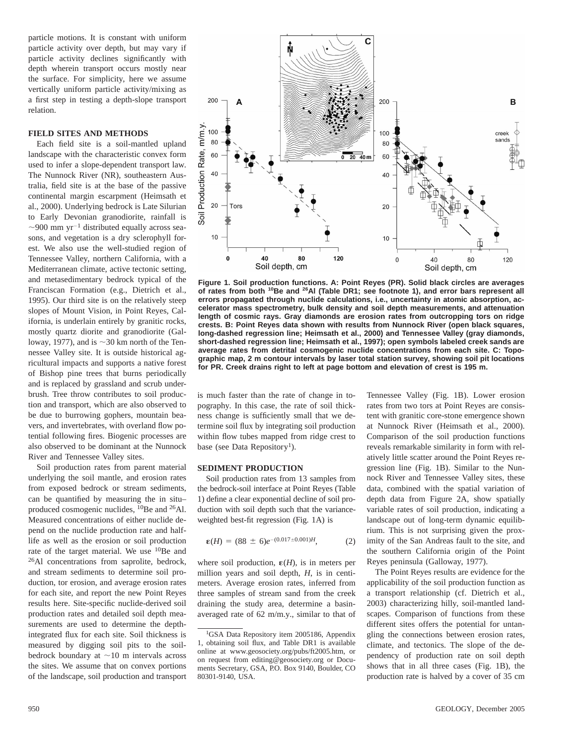particle motions. It is constant with uniform particle activity over depth, but may vary if particle activity declines significantly with depth wherein transport occurs mostly near the surface. For simplicity, here we assume vertically uniform particle activity/mixing as a first step in testing a depth-slope transport relation.

## FIELD SITES AND METHODS

Each field site is a soil-mantled upland landscape with the characteristic convex form used to infer a slope-dependent transport law. The Nunnock River (NR), southeastern Australia, field site is at the base of the passive continental margin escarpment (Heimsath et al., 2000). Underlying bedrock is Late Silurian to Early Devonian granodiorite, rainfall is ~900 mm $yr^{-1}$ distributed equally across seasons, and vegetation is a dry sclerophyll forest. We also use the well-studied region of Tennessee Valley, northern California, with a Mediterranean climate, active tectonic setting, and metasedimentary bedrock typical of the Franciscan Formation (e.g., Dietrich et al., 1995). Our third site is on the relatively steep slopes of Mount Vision, in Point Reyes, California, is underlain entirely by granitic rocks, mostly quartz diorite and granodiorite (Galloway, 1977), and is ~30 km north of the Tennessee Valley site. It is outside historical agricultural impacts and supports a native forest of Bishop pine trees that burns periodically and is replaced by grassland and scrub underbrush. Tree throw contributes to soil production and transport, which are also observed to be due to burrowing gophers, mountain beavers, and invertebrates, with overland flow potential following fires. Biogenic processes are also observed to be dominant at the Nunnock River and Tennessee Valley sites.

Soil production rates from parent material underlying the soil mantle, and erosion rates from exposed bedrock or stream sediments, can be quantified by measuring the in situ–produced cosmogenic nuclides, $^{10}$Be and $^{26}$Al. Measured concentrations of either nuclide depend on the nuclide production rate and half-life as well as the erosion or soil production rate of the target material. We use $^{10}$Be and $^{26}$Al concentrations from saprolite, bedrock, and stream sediments to determine soil production, tor erosion, and average erosion rates for each site, and report the new Point Reyes results here. Site-specific nuclide-derived soil production rates and detailed soil depth measurements are used to determine the depth-integrated flux for each site. Soil thickness is measured by digging soil pits to the soil-bedrock boundary at ~10 m intervals across the sites. We assume that on convex portions of the landscape, soil production and transport is much faster than the rate of change in topography. In this case, the rate of soil thickness change is sufficiently small that we determine soil flux by integrating soil production within flow tubes mapped from ridge crest to base (see Data Repository[1]).

**Figure 1. Soil production functions. A: Point Reyes (PR). Solid black circles are averages of rates from both $^{10}$Be and $^{26}$Al (Table DR1; see footnote 1), and error bars represent all errors propagated through nuclide calculations, i.e., uncertainty in atomic absorption, accelerator mass spectrometry, bulk density and soil depth measurements, and attenuation length of cosmic rays. Gray diamonds are erosion rates from outcropping tors on ridge crests. B: Point Reyes data shown with results from Nunnock River (open black squares, long-dashed regression line; Heimsath et al., 2000) and Tennessee Valley (gray diamonds, short-dashed regression line; Heimsath et al., 1997); open symbols labeled creek sands are average rates from detrital cosmogenic nuclide concentrations from each site. C: Topographic map, 2 m contour intervals by laser total station survey, showing soil pit locations for PR. Creek drains right to left at page bottom and elevation of crest is 195 m.**

## SEDIMENT PRODUCTION

Soil production rates from 13 samples from the bedrock-soil interface at Point Reyes (Table 1) define a clear exponential decline of soil production with soil depth such that the variance-weighted best-fit regression (Fig. 1A) is

$$\boldsymbol{\varepsilon}(H) = (88 \pm 6)e^{-(0.017\pm0.001)H}, \tag{2}$$

where soil production, $\boldsymbol{\varepsilon}(H)$, is in meters per million years and soil depth, $H$, is in centimeters. Average erosion rates, inferred from three samples of stream sand from the creek draining the study area, determine a basin-averaged rate of 62 m/m.y., similar to that of Tennessee Valley (Fig. 1B). Lower erosion rates from two tors at Point Reyes are consistent with granitic core-stone emergence shown at Nunnock River (Heimsath et al., 2000). Comparison of the soil production functions reveals remarkable similarity in form with relatively little scatter around the Point Reyes regression line (Fig. 1B). Similar to the Nunnock River and Tennessee Valley sites, these data, combined with the spatial variation of depth data from Figure 2A, show spatially variable rates of soil production, indicating a landscape out of long-term dynamic equilibrium. This is not surprising given the proximity of the San Andreas fault to the site, and the southern California origin of the Point Reyes peninsula (Galloway, 1977).

The Point Reyes results are evidence for the applicability of the soil production function as a transport relationship (cf. Dietrich et al., 2003) characterizing hilly, soil-mantled landscapes. Comparison of functions from these different sites offers the potential for untangling the connections between erosion rates, climate, and tectonics. The slope of the dependency of production rate on soil depth shows that in all three cases (Fig. 1B), the production rate is halved by a cover of 35 cm

---

[1]GSA Data Repository item 2005186, Appendix 1, obtaining soil flux, and Table DR1 is available online at www.geosociety.org/pubs/ft2005.htm, or on request from editing@geosociety.org or Documents Secretary, GSA, P.O. Box 9140, Boulder, CO 80301-9140, USA.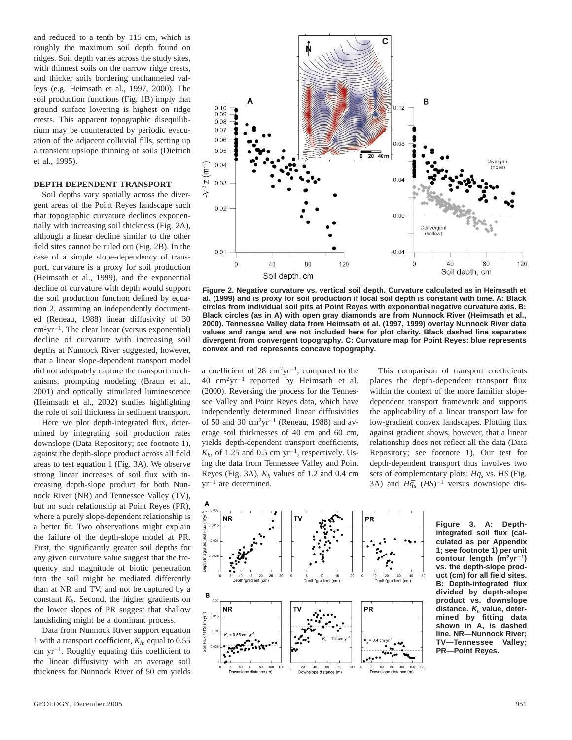and reduced to a tenth by 115 cm, which is roughly the maximum soil depth found on ridges. Soil depth varies across the study sites, with thinnest soils on the narrow ridge crests, and thicker soils bordering unchanneled valleys (e.g. Heimsath et al., 1997, 2000). The soil production functions (Fig. 1B) imply that ground surface lowering is highest on ridge crests. This apparent topographic disequilibrium may be counteracted by periodic evacuation of the adjacent colluvial fills, setting up a transient upslope thinning of soils (Dietrich et al., 1995).

## DEPTH-DEPENDENT TRANSPORT

Soil depths vary spatially across the divergent areas of the Point Reyes landscape such that topographic curvature declines exponentially with increasing soil thickness (Fig. 2A), although a linear decline similar to the other field sites cannot be ruled out (Fig. 2B). In the case of a simple slope-dependency of transport, curvature is a proxy for soil production (Heimsath et al., 1999), and the exponential decline of curvature with depth would support the soil production function defined by equation 2, assuming an independently documented (Reneau, 1988) linear diffusivity of 30 $cm^2yr^{-1}$. The clear linear (versus exponential) decline of curvature with increasing soil depths at Nunnock River suggested, however, that a linear slope-dependent transport model did not adequately capture the transport mechanisms, prompting modeling (Braun et al., 2001) and optically stimulated luminescence (Heimsath et al., 2002) studies highlighting the role of soil thickness in sediment transport.

Here we plot depth-integrated flux, determined by integrating soil production rates downslope (Data Repository; see footnote 1), against the depth-slope product across all field areas to test equation 1 (Fig. 3A). We observe strong linear increases of soil flux with increasing depth-slope product for both Nunnock River (NR) and Tennessee Valley (TV), but no such relationship at Point Reyes (PR), where a purely slope-dependent relationship is a better fit. Two observations might explain the failure of the depth-slope model at PR. First, the significantly greater soil depths for any given curvature value suggest that the frequency and magnitude of biotic penetration into the soil might be mediated differently than at NR and TV, and not be captured by a constant $K_h$. Second, the higher gradients on the lower slopes of PR suggest that shallow landsliding might be a dominant process.

Data from Nunnock River support equation 1 with a transport coefficient, $K_h$, equal to 0.55 cm $yr^{-1}$. Roughly equating this coefficient to the linear diffusivity with an average soil thickness for Nunnock River of 50 cm yields a coefficient of 28 $cm^2yr^{-1}$, compared to the 40 $cm^2yr^{-1}$ reported by Heimsath et al. (2000). Reversing the process for the Tennessee Valley and Point Reyes data, which have independently determined linear diffusivities of 50 and 30 $cm^2yr^{-1}$ (Reneau, 1988) and average soil thicknesses of 40 cm and 60 cm, yields depth-dependent transport coefficients, $K_h$, of 1.25 and 0.5 cm $yr^{-1}$, respectively. Using the data from Tennessee Valley and Point Reyes (Fig. 3A), $K_h$ values of 1.2 and 0.4 cm $yr^{-1}$ are determined.

This comparison of transport coefficients places the depth-dependent transport flux within the context of the more familiar slope-dependent transport framework and supports the applicability of a linear transport law for low-gradient convex landscapes. Plotting flux against gradient shows, however, that a linear relationship does not reflect all the data (Data Repository; see footnote 1). Our test for depth-dependent transport thus involves two sets of complementary plots: $H\bar{q}_s$ vs. $HS$ (Fig. 3A) and $H\bar{q}_s$ $(HS)^{-1}$ versus downslope dis-

**Figure 2. Negative curvature vs. vertical soil depth. Curvature calculated as in Heimsath et al. (1999) and is proxy for soil production if local soil depth is constant with time. A: Black circles from individual soil pits at Point Reyes with exponential negative curvature axis. B: Black circles (as in A) with open gray diamonds are from Nunnock River (Heimsath et al., 2000). Tennessee Valley data from Heimsath et al. (1997, 1999) overlay Nunnock River data values and range and are not included here for plot clarity. Black dashed line separates divergent from convergent topography. C: Curvature map for Point Reyes: blue represents convex and red represents concave topography.**

**Figure 3. A: Depth-integrated soil flux (calculated as per Appendix 1; see footnote 1) per unit contour length ($m^2yr^{-1}$) vs. the depth-slope product (cm) for all field sites. B: Depth-integrated flux divided by depth-slope product vs. downslope distance. $K_h$ value, determined by fitting data shown in A, is dashed line. NR—Nunnock River; TV—Tennessee Valley; PR—Point Reyes.**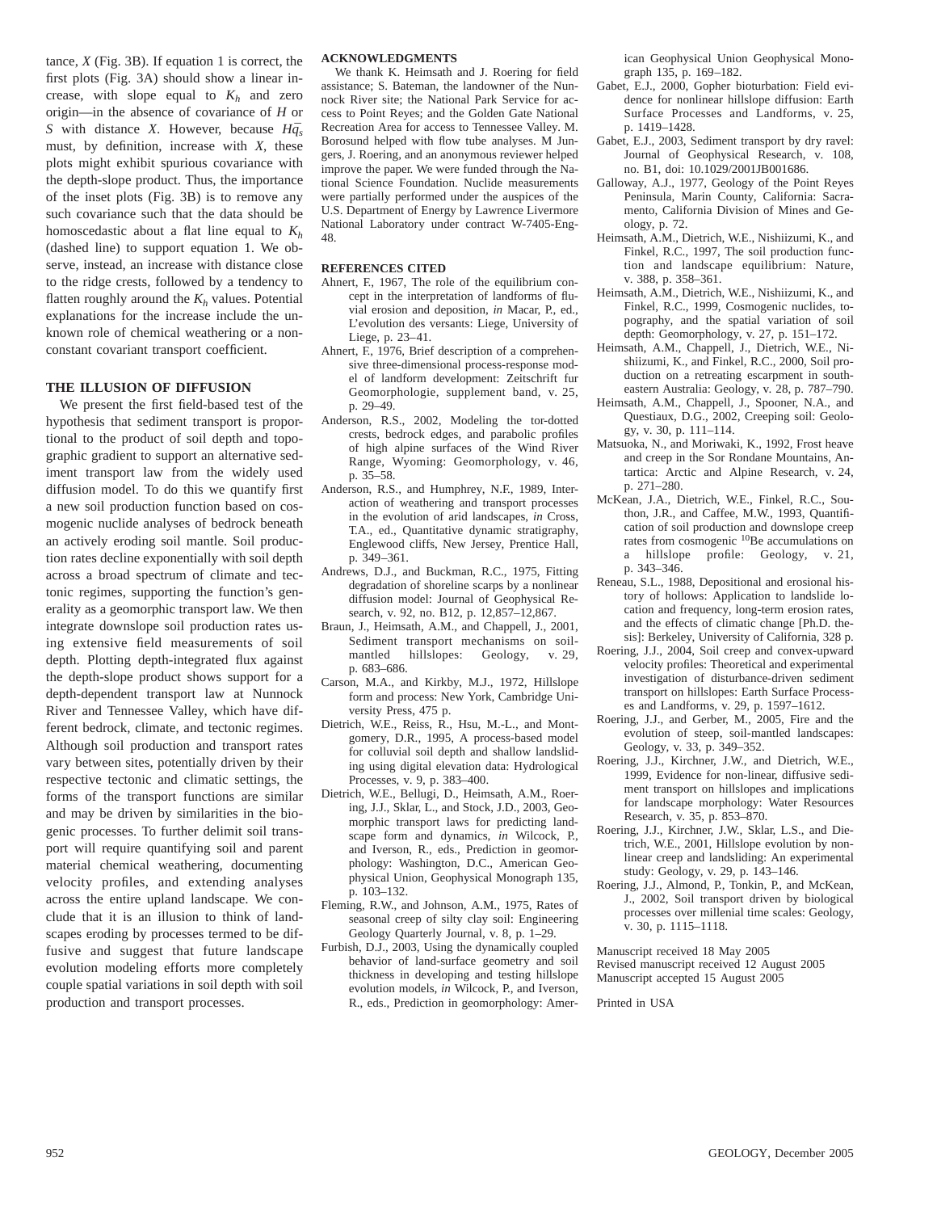tance, $X$ (Fig. 3B). If equation 1 is correct, the first plots (Fig. 3A) should show a linear increase, with slope equal to $K_h$ and zero origin—in the absence of covariance of $H$ or $S$ with distance $X$. However, because $H\bar{q}_s$ must, by definition, increase with $X$, these plots might exhibit spurious covariance with the depth-slope product. Thus, the importance of the inset plots (Fig. 3B) is to remove any such covariance such that the data should be homoscedastic about a flat line equal to $K_h$ (dashed line) to support equation 1. We observe, instead, an increase with distance close to the ridge crests, followed by a tendency to flatten roughly around the $K_h$ values. Potential explanations for the increase include the unknown role of chemical weathering or a nonconstant covariant transport coefficient.

## THE ILLUSION OF DIFFUSION

We present the first field-based test of the hypothesis that sediment transport is proportional to the product of soil depth and topographic gradient to support an alternative sediment transport law from the widely used diffusion model. To do this we quantify first a new soil production function based on cosmogenic nuclide analyses of bedrock beneath an actively eroding soil mantle. Soil production rates decline exponentially with soil depth across a broad spectrum of climate and tectonic regimes, supporting the function's generality as a geomorphic transport law. We then integrate downslope soil production rates using extensive field measurements of soil depth. Plotting depth-integrated flux against the depth-slope product shows support for a depth-dependent transport law at Nunnock River and Tennessee Valley, which have different bedrock, climate, and tectonic regimes. Although soil production and transport rates vary between sites, potentially driven by their respective tectonic and climatic settings, the forms of the transport functions are similar and may be driven by similarities in the biogenic processes. To further delimit soil transport will require quantifying soil and parent material chemical weathering, documenting velocity profiles, and extending analyses across the entire upland landscape. We conclude that it is an illusion to think of landscapes eroding by processes termed to be diffusive and suggest that future landscape evolution modeling efforts more completely couple spatial variations in soil depth with soil production and transport processes.

## ACKNOWLEDGMENTS

We thank K. Heimsath and J. Roering for field assistance; S. Bateman, the landowner of the Nunnock River site; the National Park Service for access to Point Reyes; and the Golden Gate National Recreation Area for access to Tennessee Valley. M. Borosund helped with flow tube analyses. M Jungers, J. Roering, and an anonymous reviewer helped improve the paper. We were funded through the National Science Foundation. Nuclide measurements were partially performed under the auspices of the U.S. Department of Energy by Lawrence Livermore National Laboratory under contract W-7405-Eng-48.

## REFERENCES CITED

Ahnert, F., 1967, The role of the equilibrium concept in the interpretation of landforms of fluvial erosion and deposition, *in* Macar, P., ed., L'evolution des versants: Liege, University of Liege, p. 23–41.

Ahnert, F., 1976, Brief description of a comprehensive three-dimensional process-response model of landform development: Zeitschrift fur Geomorphologie, supplement band, v. 25, p. 29–49.

Anderson, R.S., 2002, Modeling the tor-dotted crests, bedrock edges, and parabolic profiles of high alpine surfaces of the Wind River Range, Wyoming: Geomorphology, v. 46, p. 35–58.

Anderson, R.S., and Humphrey, N.F., 1989, Interaction of weathering and transport processes in the evolution of arid landscapes, *in* Cross, T.A., ed., Quantitative dynamic stratigraphy, Englewood cliffs, New Jersey, Prentice Hall, p. 349–361.

Andrews, D.J., and Buckman, R.C., 1975, Fitting degradation of shoreline scarps by a nonlinear diffusion model: Journal of Geophysical Research, v. 92, no. B12, p. 12,857–12,867.

Braun, J., Heimsath, A.M., and Chappell, J., 2001, Sediment transport mechanisms on soil-mantled hillslopes: Geology, v. 29, p. 683–686.

Carson, M.A., and Kirkby, M.J., 1972, Hillslope form and process: New York, Cambridge University Press, 475 p.

Dietrich, W.E., Reiss, R., Hsu, M.-L., and Montgomery, D.R., 1995, A process-based model for colluvial soil depth and shallow landsliding using digital elevation data: Hydrological Processes, v. 9, p. 383–400.

Dietrich, W.E., Bellugi, D., Heimsath, A.M., Roering, J.J., Sklar, L., and Stock, J.D., 2003, Geomorphic transport laws for predicting landscape form and dynamics, *in* Wilcock, P., and Iverson, R., eds., Prediction in geomorphology: Washington, D.C., American Geophysical Union, Geophysical Monograph 135, p. 103–132.

Fleming, R.W., and Johnson, A.M., 1975, Rates of seasonal creep of silty clay soil: Engineering Geology Quarterly Journal, v. 8, p. 1–29.

Furbish, D.J., 2003, Using the dynamically coupled behavior of land-surface geometry and soil thickness in developing and testing hillslope evolution models, *in* Wilcock, P., and Iverson, R., eds., Prediction in geomorphology: American Geophysical Union Geophysical Monograph 135, p. 169–182.

Gabet, E.J., 2000, Gopher bioturbation: Field evidence for nonlinear hillslope diffusion: Earth Surface Processes and Landforms, v. 25, p. 1419–1428.

Gabet, E.J., 2003, Sediment transport by dry ravel: Journal of Geophysical Research, v. 108, no. B1, doi: 10.1029/2001JB001686.

Galloway, A.J., 1977, Geology of the Point Reyes Peninsula, Marin County, California: Sacramento, California Division of Mines and Geology, p. 72.

Heimsath, A.M., Dietrich, W.E., Nishiizumi, K., and Finkel, R.C., 1997, The soil production function and landscape equilibrium: Nature, v. 388, p. 358–361.

Heimsath, A.M., Dietrich, W.E., Nishiizumi, K., and Finkel, R.C., 1999, Cosmogenic nuclides, topography, and the spatial variation of soil depth: Geomorphology, v. 27, p. 151–172.

Heimsath, A.M., Chappell, J., Dietrich, W.E., Nishiizumi, K., and Finkel, R.C., 2000, Soil production on a retreating escarpment in southeastern Australia: Geology, v. 28, p. 787–790.

Heimsath, A.M., Chappell, J., Spooner, N.A., and Questiaux, D.G., 2002, Creeping soil: Geology, v. 30, p. 111–114.

Matsuoka, N., and Moriwaki, K., 1992, Frost heave and creep in the Sor Rondane Mountains, Antartica: Arctic and Alpine Research, v. 24, p. 271–280.

McKean, J.A., Dietrich, W.E., Finkel, R.C., Southon, J.R., and Caffee, M.W., 1993, Quantification of soil production and downslope creep rates from cosmogenic $^{10}$Be accumulations on a hillslope profile: Geology, v. 21, p. 343–346.

Reneau, S.L., 1988, Depositional and erosional history of hollows: Application to landslide location and frequency, long-term erosion rates, and the effects of climatic change [Ph.D. thesis]: Berkeley, University of California, 328 p.

Roering, J.J., 2004, Soil creep and convex-upward velocity profiles: Theoretical and experimental investigation of disturbance-driven sediment transport on hillslopes: Earth Surface Processes and Landforms, v. 29, p. 1597–1612.

Roering, J.J., and Gerber, M., 2005, Fire and the evolution of steep, soil-mantled landscapes: Geology, v. 33, p. 349–352.

Roering, J.J., Kirchner, J.W., and Dietrich, W.E., 1999, Evidence for non-linear, diffusive sediment transport on hillslopes and implications for landscape morphology: Water Resources Research, v. 35, p. 853–870.

Roering, J.J., Kirchner, J.W., Sklar, L.S., and Dietrich, W.E., 2001, Hillslope evolution by nonlinear creep and landsliding: An experimental study: Geology, v. 29, p. 143–146.

Roering, J.J., Almond, P., Tonkin, P., and McKean, J., 2002, Soil transport driven by biological processes over millenial time scales: Geology, v. 30, p. 1115–1118.

Manuscript received 18 May 2005
Revised manuscript received 12 August 2005
Manuscript accepted 15 August 2005

Printed in USA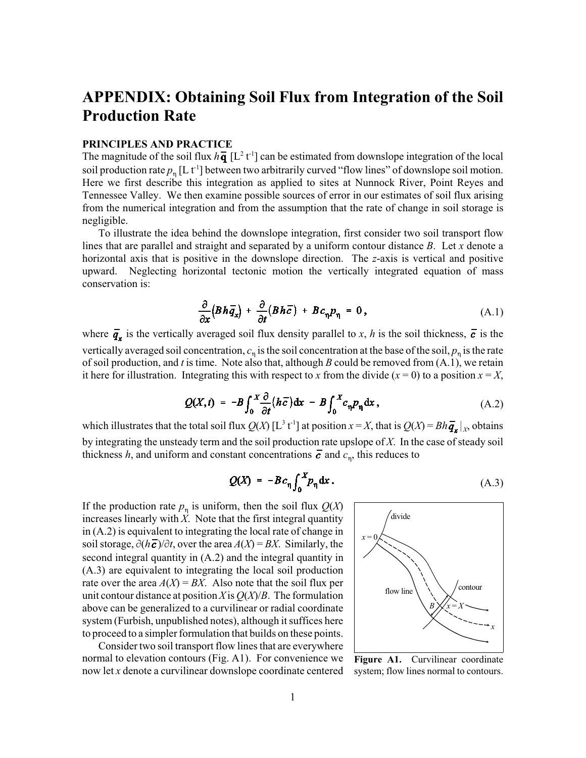# APPENDIX: Obtaining Soil Flux from Integration of the Soil Production Rate

### PRINCIPLES AND PRACTICE

The magnitude of the soil flux $h\bar{\mathbf{q}}$ [$L^2$ $t^{-1}$] can be estimated from downslope integration of the local soil production rate $p_\eta$ [L $t^{-1}$] between two arbitrarily curved "flow lines" of downslope soil motion. Here we first describe this integration as applied to sites at Nunnock River, Point Reyes and Tennessee Valley. We then examine possible sources of error in our estimates of soil flux arising from the numerical integration and from the assumption that the rate of change in soil storage is negligible.

To illustrate the idea behind the downslope integration, first consider two soil transport flow lines that are parallel and straight and separated by a uniform contour distance $B$. Let $x$ denote a horizontal axis that is positive in the downslope direction. The $z$-axis is vertical and positive upward. Neglecting horizontal tectonic motion the vertically integrated equation of mass conservation is:

$$\frac{\partial}{\partial x}\left(Bh\bar{q}_x\right) + \frac{\partial}{\partial t}\left(Bh\bar{c}\right) + Bc_\eta p_\eta = 0, \tag{A.1}$$

where $\bar{q}_x$ is the vertically averaged soil flux density parallel to $x$, $h$ is the soil thickness, $\bar{c}$ is the vertically averaged soil concentration, $c_\eta$ is the soil concentration at the base of the soil, $p_\eta$ is the rate of soil production, and $t$ is time. Note also that, although $B$ could be removed from (A.1), we retain it here for illustration. Integrating this with respect to $x$ from the divide ($x = 0$) to a position $x = X$,

$$Q(X,t) = -B\int_0^X \frac{\partial}{\partial t}\left(h\bar{c}\right)\mathrm{d}x - B\int_0^X c_\eta p_\eta \,\mathrm{d}x, \tag{A.2}$$

which illustrates that the total soil flux $Q(X)$ [$L^3$ $t^{-1}$] at position $x = X$, that is $Q(X) = Bh\bar{q}_x|_X$, obtains by integrating the unsteady term and the soil production rate upslope of $X$. In the case of steady soil thickness $h$, and uniform and constant concentrations $\bar{c}$ and $c_\eta$, this reduces to

$$Q(X) = -Bc_\eta\int_0^X p_\eta \,\mathrm{d}x. \tag{A.3}$$

If the production rate $p_\eta$ is uniform, then the soil flux $Q(X)$ increases linearly with $X$. Note that the first integral quantity in (A.2) is equivalent to integrating the local rate of change in soil storage, $\partial(h\bar{c})/\partial t$, over the area $A(X) = BX$. Similarly, the second integral quantity in (A.2) and the integral quantity in (A.3) are equivalent to integrating the local soil production rate over the area $A(X) = BX$. Also note that the soil flux per unit contour distance at position $X$ is $Q(X)/B$. The formulation above can be generalized to a curvilinear or radial coordinate system (Furbish, unpublished notes), although it suffices here to proceed to a simpler formulation that builds on these points.

Consider two soil transport flow lines that are everywhere normal to elevation contours (Fig. A1). For convenience we now let $x$ denote a curvilinear downslope coordinate centered

**Figure A1.** Curvilinear coordinate system; flow lines normal to contours.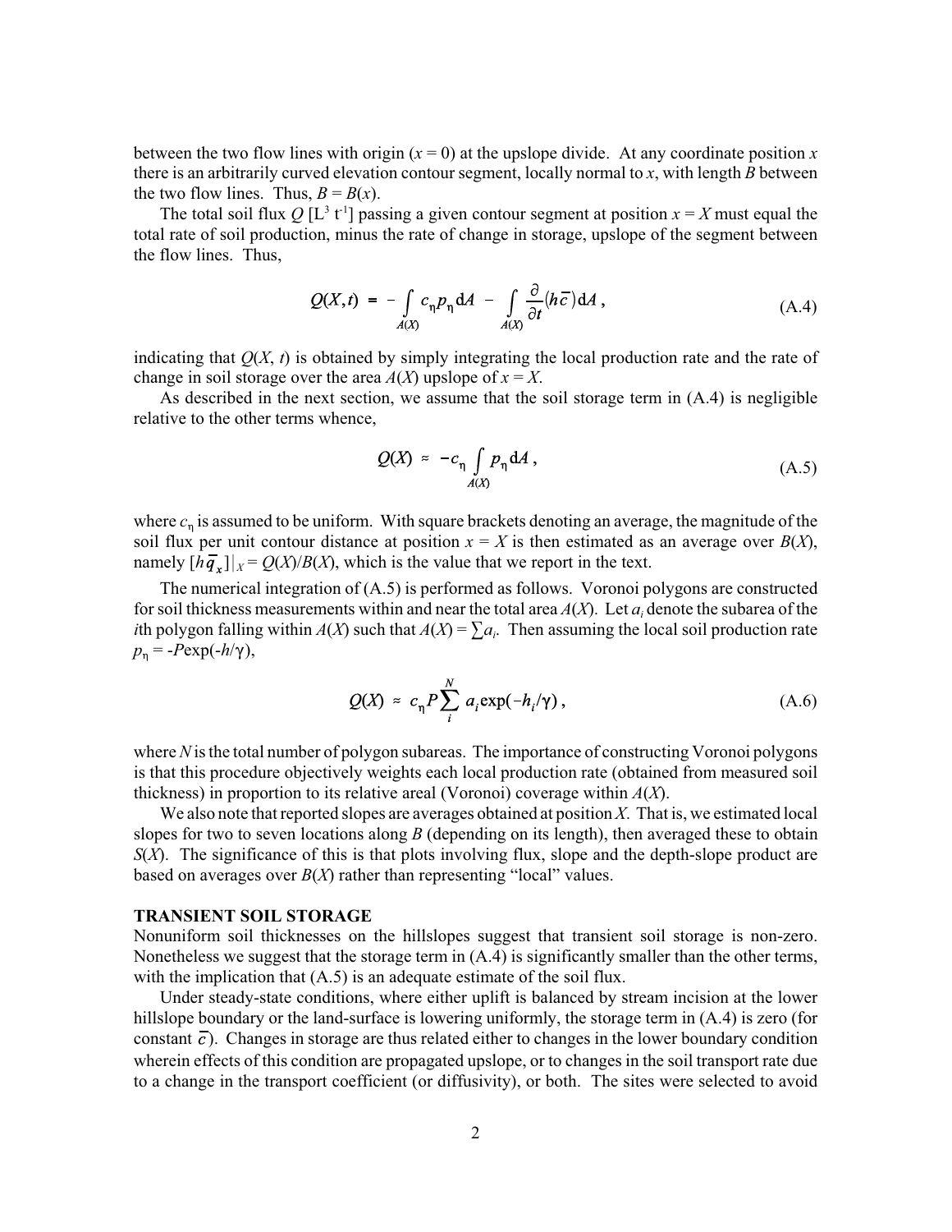between the two flow lines with origin ($x = 0$) at the upslope divide. At any coordinate position $x$ there is an arbitrarily curved elevation contour segment, locally normal to $x$, with length $B$ between the two flow lines. Thus, $B = B(x)$.

The total soil flux $Q$ [$L^3$ $t^{-1}$] passing a given contour segment at position $x = X$ must equal the total rate of soil production, minus the rate of change in storage, upslope of the segment between the flow lines. Thus,

$$Q(X,t) \;=\; -\int_{A(X)} c_\eta p_\eta \, \mathrm{d}A \;-\; \int_{A(X)} \frac{\partial}{\partial t}(h\bar{c})\,\mathrm{d}A\,, \tag{A.4}$$

indicating that $Q(X, t)$ is obtained by simply integrating the local production rate and the rate of change in soil storage over the area $A(X)$ upslope of $x = X$.

As described in the next section, we assume that the soil storage term in (A.4) is negligible relative to the other terms whence,

$$Q(X) \;\approx\; -c_\eta \int_{A(X)} p_\eta \, \mathrm{d}A\,, \tag{A.5}$$

where $c_\eta$ is assumed to be uniform. With square brackets denoting an average, the magnitude of the soil flux per unit contour distance at position $x = X$ is then estimated as an average over $B(X)$, namely $[h\bar{q}_x]|_X = Q(X)/B(X)$, which is the value that we report in the text.

The numerical integration of (A.5) is performed as follows. Voronoi polygons are constructed for soil thickness measurements within and near the total area $A(X)$. Let $a_i$ denote the subarea of the $i$th polygon falling within $A(X)$ such that $A(X) = \sum a_i$. Then assuming the local soil production rate $p_\eta = -P\exp(-h/\gamma)$,

$$Q(X) \;\approx\; c_\eta P \sum_{i}^{N} a_i \exp(-h_i/\gamma)\,, \tag{A.6}$$

where $N$ is the total number of polygon subareas. The importance of constructing Voronoi polygons is that this procedure objectively weights each local production rate (obtained from measured soil thickness) in proportion to its relative areal (Voronoi) coverage within $A(X)$.

We also note that reported slopes are averages obtained at position $X$. That is, we estimated local slopes for two to seven locations along $B$ (depending on its length), then averaged these to obtain $S(X)$. The significance of this is that plots involving flux, slope and the depth-slope product are based on averages over $B(X)$ rather than representing "local" values.

**TRANSIENT SOIL STORAGE**

Nonuniform soil thicknesses on the hillslopes suggest that transient soil storage is non-zero. Nonetheless we suggest that the storage term in (A.4) is significantly smaller than the other terms, with the implication that (A.5) is an adequate estimate of the soil flux.

Under steady-state conditions, where either uplift is balanced by stream incision at the lower hillslope boundary or the land-surface is lowering uniformly, the storage term in (A.4) is zero (for constant $\bar{c}$). Changes in storage are thus related either to changes in the lower boundary condition wherein effects of this condition are propagated upslope, or to changes in the soil transport rate due to a change in the transport coefficient (or diffusivity), or both. The sites were selected to avoid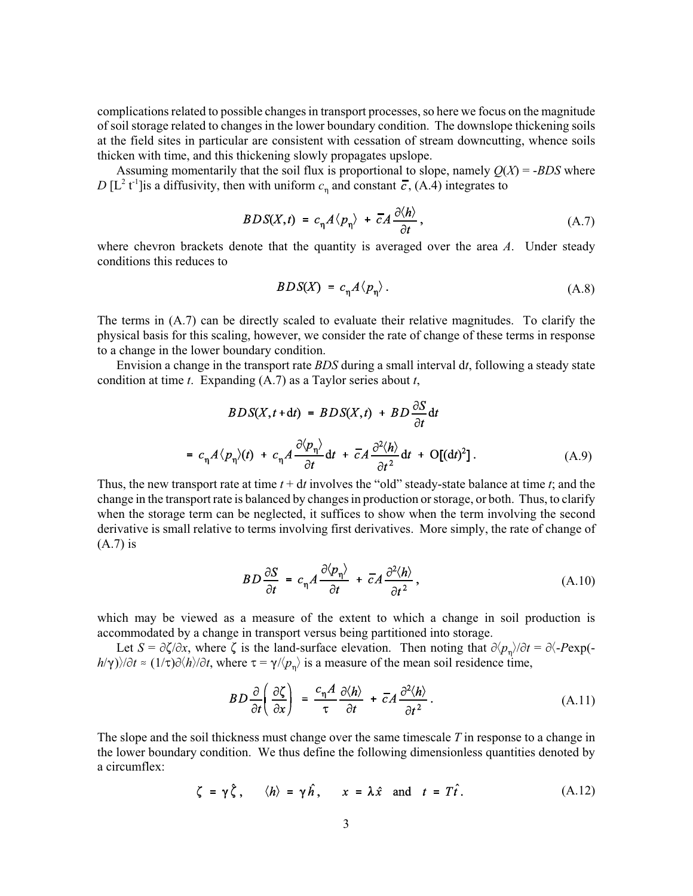complications related to possible changes in transport processes, so here we focus on the magnitude of soil storage related to changes in the lower boundary condition. The downslope thickening soils at the field sites in particular are consistent with cessation of stream downcutting, whence soils thicken with time, and this thickening slowly propagates upslope.

Assuming momentarily that the soil flux is proportional to slope, namely $Q(X) = -BDS$ where $D$ [$L^2$ $t^{-1}$]is a diffusivity, then with uniform $c_\eta$ and constant $\bar{c}$, (A.4) integrates to

$$BDS(X,t) = c_\eta A \langle p_\eta \rangle + \bar{c} A \frac{\partial \langle h \rangle}{\partial t}, \tag{A.7}$$

where chevron brackets denote that the quantity is averaged over the area $A$. Under steady conditions this reduces to

$$BDS(X) = c_\eta A \langle p_\eta \rangle. \tag{A.8}$$

The terms in (A.7) can be directly scaled to evaluate their relative magnitudes. To clarify the physical basis for this scaling, however, we consider the rate of change of these terms in response to a change in the lower boundary condition.

Envision a change in the transport rate $BDS$ during a small interval d$t$, following a steady state condition at time $t$. Expanding (A.7) as a Taylor series about $t$,

$$BDS(X, t + \mathrm{d}t) = BDS(X,t) + BD\frac{\partial S}{\partial t}\mathrm{d}t$$

$$= c_\eta A \langle p_\eta \rangle (t) + c_\eta A \frac{\partial \langle p_\eta \rangle}{\partial t}\mathrm{d}t + \bar{c} A \frac{\partial^2 \langle h \rangle}{\partial t^2}\mathrm{d}t + \mathrm{O}[(\mathrm{d}t)^2]. \tag{A.9}$$

Thus, the new transport rate at time $t$ + d$t$ involves the "old" steady-state balance at time $t$; and the change in the transport rate is balanced by changes in production or storage, or both. Thus, to clarify when the storage term can be neglected, it suffices to show when the term involving the second derivative is small relative to terms involving first derivatives. More simply, the rate of change of (A.7) is

$$BD\frac{\partial S}{\partial t} = c_\eta A \frac{\partial \langle p_\eta \rangle}{\partial t} + \bar{c} A \frac{\partial^2 \langle h \rangle}{\partial t^2}, \tag{A.10}$$

which may be viewed as a measure of the extent to which a change in soil production is accommodated by a change in transport versus being partitioned into storage.

Let $S = \partial\zeta/\partial x$, where $\zeta$ is the land-surface elevation. Then noting that $\partial\langle p_\eta\rangle/\partial t = \partial\langle -P\exp(-h/\gamma)\rangle/\partial t \approx (1/\tau)\partial\langle h\rangle/\partial t$, where $\tau = \gamma/\langle p_\eta\rangle$ is a measure of the mean soil residence time,

$$BD\frac{\partial}{\partial t}\left(\frac{\partial \zeta}{\partial x}\right) = \frac{c_\eta A}{\tau}\frac{\partial \langle h \rangle}{\partial t} + \bar{c} A \frac{\partial^2 \langle h \rangle}{\partial t^2}. \tag{A.11}$$

The slope and the soil thickness must change over the same timescale $T$ in response to a change in the lower boundary condition. We thus define the following dimensionless quantities denoted by a circumflex:

$$\zeta = \gamma\hat{\zeta}, \quad \langle h \rangle = \gamma\hat{h}, \quad x = \lambda\hat{x} \quad \text{and} \quad t = T\hat{t}. \tag{A.12}$$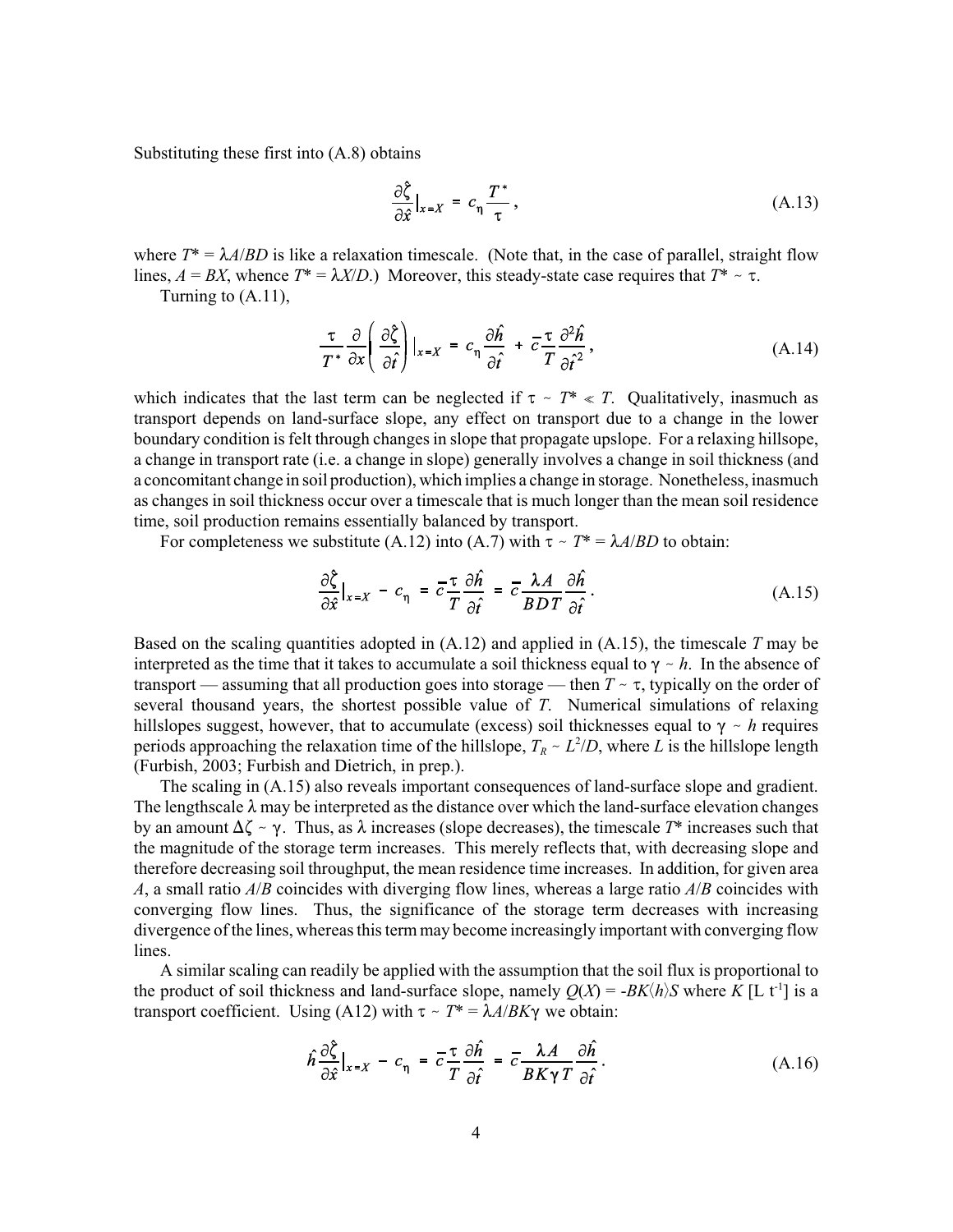Substituting these first into (A.8) obtains

$$\frac{\partial \hat{\zeta}}{\partial \hat{x}}\Big|_{x=X} = c_\eta \frac{T^*}{\tau}, \tag{A.13}$$

where $T^* = \lambda A/BD$ is like a relaxation timescale. (Note that, in the case of parallel, straight flow lines, $A = BX$, whence $T^* = \lambda X/D$.) Moreover, this steady-state case requires that $T^* \sim \tau$.

Turning to (A.11),

$$\frac{\tau}{T^*}\frac{\partial}{\partial x}\left(\frac{\partial \hat{\zeta}}{\partial \hat{t}}\right)\Big|_{x=X} = c_\eta \frac{\partial \hat{h}}{\partial \hat{t}} + \bar{c}\frac{\tau}{T}\frac{\partial^2 \hat{h}}{\partial \hat{t}^2}, \tag{A.14}$$

which indicates that the last term can be neglected if $\tau \sim T^* \ll T$. Qualitatively, inasmuch as transport depends on land-surface slope, any effect on transport due to a change in the lower boundary condition is felt through changes in slope that propagate upslope. For a relaxing hillsope, a change in transport rate (i.e. a change in slope) generally involves a change in soil thickness (and a concomitant change in soil production), which implies a change in storage. Nonetheless, inasmuch as changes in soil thickness occur over a timescale that is much longer than the mean soil residence time, soil production remains essentially balanced by transport.

For completeness we substitute (A.12) into (A.7) with $\tau \sim T^* = \lambda A/BD$ to obtain:

$$\frac{\partial \hat{\zeta}}{\partial \hat{x}}\Big|_{x=X} - c_\eta = \bar{c}\frac{\tau}{T}\frac{\partial \hat{h}}{\partial \hat{t}} = \bar{c}\frac{\lambda A}{BDT}\frac{\partial \hat{h}}{\partial \hat{t}}. \tag{A.15}$$

Based on the scaling quantities adopted in (A.12) and applied in (A.15), the timescale $T$ may be interpreted as the time that it takes to accumulate a soil thickness equal to $\gamma \sim h$. In the absence of transport — assuming that all production goes into storage — then $T \sim \tau$, typically on the order of several thousand years, the shortest possible value of $T$. Numerical simulations of relaxing hillslopes suggest, however, that to accumulate (excess) soil thicknesses equal to $\gamma \sim h$ requires periods approaching the relaxation time of the hillslope, $T_R \sim L^2/D$, where $L$ is the hillslope length (Furbish, 2003; Furbish and Dietrich, in prep.).

The scaling in (A.15) also reveals important consequences of land-surface slope and gradient. The lengthscale $\lambda$ may be interpreted as the distance over which the land-surface elevation changes by an amount $\Delta\zeta \sim \gamma$. Thus, as $\lambda$ increases (slope decreases), the timescale $T^*$ increases such that the magnitude of the storage term increases. This merely reflects that, with decreasing slope and therefore decreasing soil throughput, the mean residence time increases. In addition, for given area $A$, a small ratio $A/B$ coincides with diverging flow lines, whereas a large ratio $A/B$ coincides with converging flow lines. Thus, the significance of the storage term decreases with increasing divergence of the lines, whereas this term may become increasingly important with converging flow lines.

A similar scaling can readily be applied with the assumption that the soil flux is proportional to the product of soil thickness and land-surface slope, namely $Q(X) = -BK\langle h\rangle S$ where $K$ [L t$^{-1}$] is a transport coefficient. Using (A12) with $\tau \sim T^* = \lambda A/BK\gamma$ we obtain:

$$\hat{h}\frac{\partial \hat{\zeta}}{\partial \hat{x}}\Big|_{x=X} - c_\eta = \bar{c}\frac{\tau}{T}\frac{\partial \hat{h}}{\partial \hat{t}} = \bar{c}\frac{\lambda A}{BK\gamma T}\frac{\partial \hat{h}}{\partial \hat{t}}. \tag{A.16}$$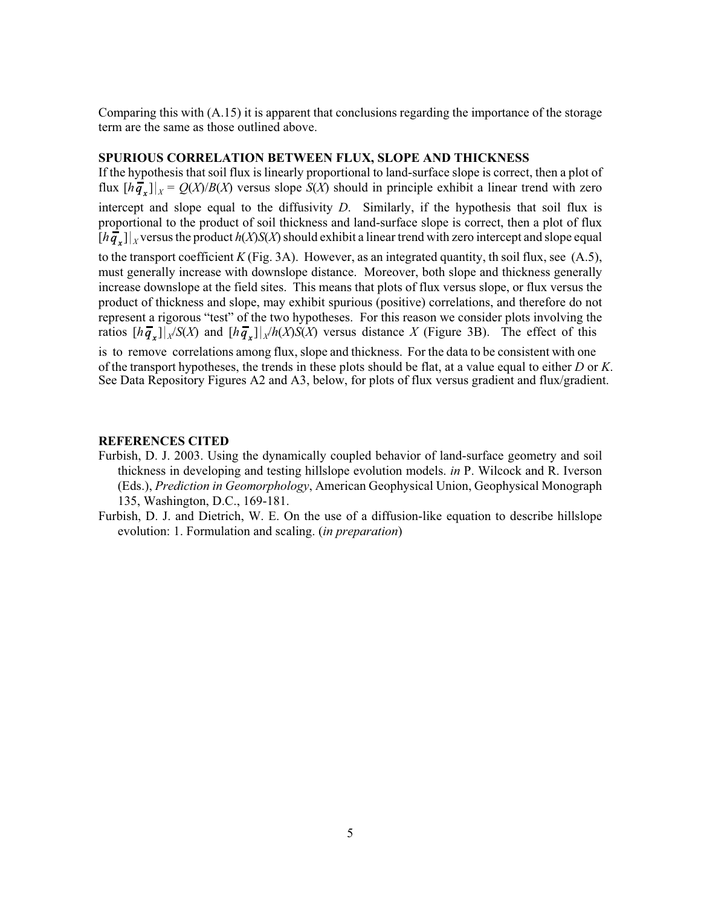Comparing this with (A.15) it is apparent that conclusions regarding the importance of the storage term are the same as those outlined above.

## SPURIOUS CORRELATION BETWEEN FLUX, SLOPE AND THICKNESS

If the hypothesis that soil flux is linearly proportional to land-surface slope is correct, then a plot of flux $[h\overline{q}_x]|_X = Q(X)/B(X)$ versus slope $S(X)$ should in principle exhibit a linear trend with zero intercept and slope equal to the diffusivity $D$. Similarly, if the hypothesis that soil flux is proportional to the product of soil thickness and land-surface slope is correct, then a plot of flux $[h\overline{q}_x]|_X$ versus the product $h(X)S(X)$ should exhibit a linear trend with zero intercept and slope equal to the transport coefficient $K$ (Fig. 3A). However, as an integrated quantity, th soil flux, see (A.5), must generally increase with downslope distance. Moreover, both slope and thickness generally increase downslope at the field sites. This means that plots of flux versus slope, or flux versus the product of thickness and slope, may exhibit spurious (positive) correlations, and therefore do not represent a rigorous "test" of the two hypotheses. For this reason we consider plots involving the ratios $[h\overline{q}_x]|_X/S(X)$ and $[h\overline{q}_x]|_X/h(X)S(X)$ versus distance $X$ (Figure 3B). The effect of this is to remove correlations among flux, slope and thickness. For the data to be consistent with one of the transport hypotheses, the trends in these plots should be flat, at a value equal to either $D$ or $K$. See Data Repository Figures A2 and A3, below, for plots of flux versus gradient and flux/gradient.

## REFERENCES CITED

Furbish, D. J. 2003. Using the dynamically coupled behavior of land-surface geometry and soil thickness in developing and testing hillslope evolution models. *in* P. Wilcock and R. Iverson (Eds.), *Prediction in Geomorphology*, American Geophysical Union, Geophysical Monograph 135, Washington, D.C., 169-181.

Furbish, D. J. and Dietrich, W. E. On the use of a diffusion-like equation to describe hillslope evolution: 1. Formulation and scaling. (*in preparation*)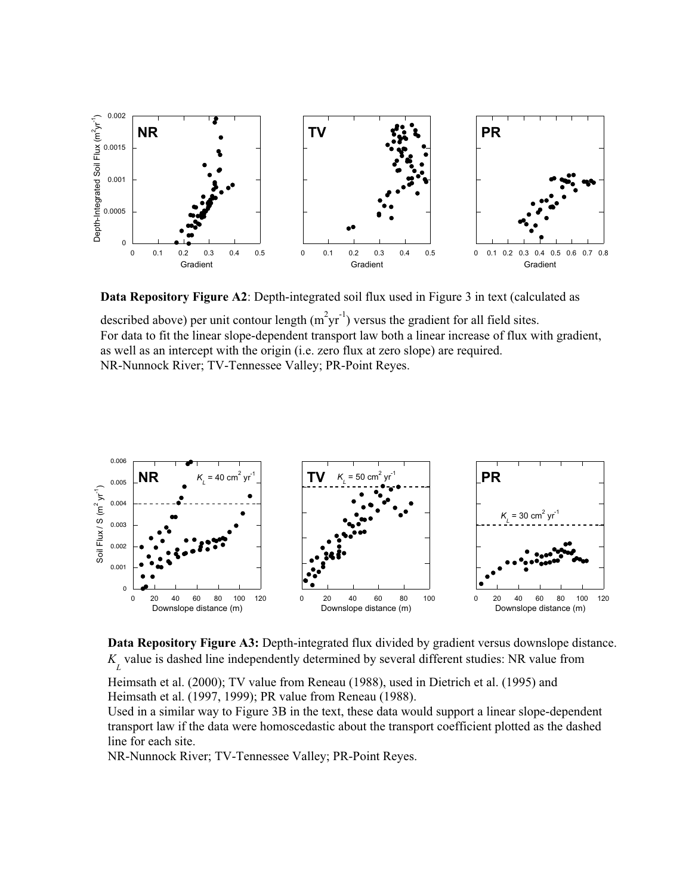NR

TV

PR

Depth-Integrated Soil Flux ($m^2yr^{-1}$)

0

0.0005

0.001

0.0015

0.002

0 0.1 0.2 0.3 0.4 0.5

Gradient

0 0.1 0.2 0.3 0.4 0.5

Gradient

0 0.1 0.2 0.3 0.4 0.5 0.6 0.7 0.8

Gradient

**Data Repository Figure A2**: Depth-integrated soil flux used in Figure 3 in text (calculated as described above) per unit contour length ($m^2yr^{-1}$) versus the gradient for all field sites. For data to fit the linear slope-dependent transport law both a linear increase of flux with gradient, as well as an intercept with the origin (i.e. zero flux at zero slope) are required. NR-Nunnock River; TV-Tennessee Valley; PR-Point Reyes.

NR $K_L$ = 40 $cm^2$ $yr^{-1}$

TV $K_L$ = 50 $cm^2$ $yr^{-1}$

PR $K_L$ = 30 $cm^2$ $yr^{-1}$

Soil Flux / S ($m^2$ $yr^{-1}$)

0

0.001

0.002

0.003

0.004

0.005

0.006

0 20 40 60 80 100 120

Downslope distance (m)

0 20 40 60 80 100

Downslope distance (m)

0 20 40 60 80 100 120

Downslope distance (m)

**Data Repository Figure A3:** Depth-integrated flux divided by gradient versus downslope distance. $K_L$ value is dashed line independently determined by several different studies: NR value from Heimsath et al. (2000); TV value from Reneau (1988), used in Dietrich et al. (1995) and Heimsath et al. (1997, 1999); PR value from Reneau (1988).
Used in a similar way to Figure 3B in the text, these data would support a linear slope-dependent transport law if the data were homoscedastic about the transport coefficient plotted as the dashed line for each site.
NR-Nunnock River; TV-Tennessee Valley; PR-Point Reyes.